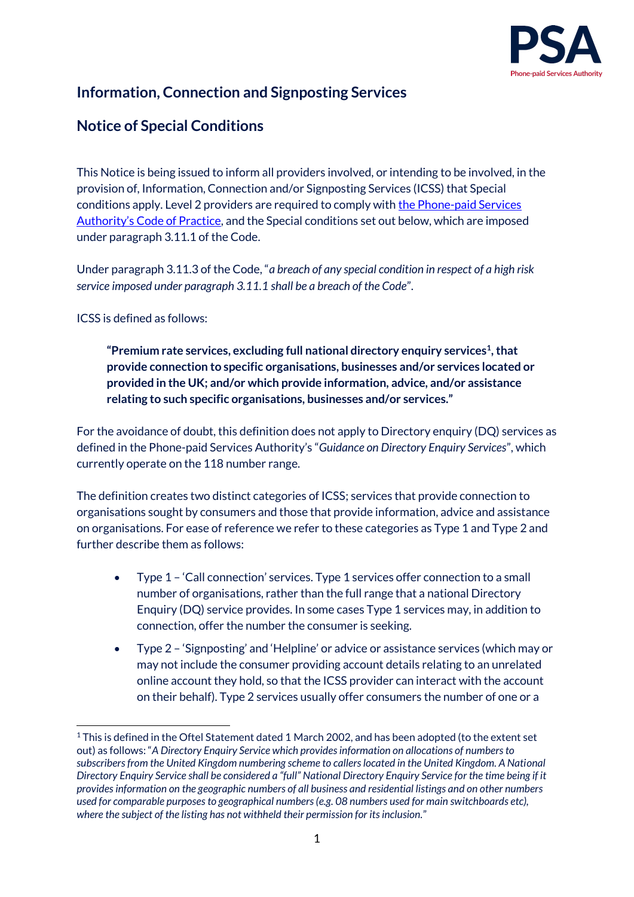## Information, Connection and Signposting Services

## Notice of Special Conditions

This Notice is being issued to inform all providers involved, or intending to be involved, in the provision of, Information, Connection and/or Signposting Services (ICSS) that Special conditions apply. Level 2 providers are required to comply with [the Phone-paid Services Authority's Code of Practice](), and the Special conditions set out below, which are imposed under paragraph 3.11.1 of the Code.

Under paragraph 3.11.3 of the Code, "*a breach of any special condition in respect of a high risk service imposed under paragraph 3.11.1 shall be a breach of the Code*".

ICSS is defined as follows:

> **"Premium rate services, excluding full national directory enquiry services[1], that provide connection to specific organisations, businesses and/or services located or provided in the UK; and/or which provide information, advice, and/or assistance relating to such specific organisations, businesses and/or services."**

For the avoidance of doubt, this definition does not apply to Directory enquiry (DQ) services as defined in the Phone-paid Services Authority's "*Guidance on Directory Enquiry Services*", which currently operate on the 118 number range.

The definition creates two distinct categories of ICSS; services that provide connection to organisations sought by consumers and those that provide information, advice and assistance on organisations. For ease of reference we refer to these categories as Type 1 and Type 2 and further describe them as follows:

- Type 1 – 'Call connection' services. Type 1 services offer connection to a small number of organisations, rather than the full range that a national Directory Enquiry (DQ) service provides. In some cases Type 1 services may, in addition to connection, offer the number the consumer is seeking.
- Type 2 – 'Signposting' and 'Helpline' or advice or assistance services (which may or may not include the consumer providing account details relating to an unrelated online account they hold, so that the ICSS provider can interact with the account on their behalf). Type 2 services usually offer consumers the number of one or a

[1] This is defined in the Oftel Statement dated 1 March 2002, and has been adopted (to the extent set out) as follows: "*A Directory Enquiry Service which provides information on allocations of numbers to subscribers from the United Kingdom numbering scheme to callers located in the United Kingdom. A National Directory Enquiry Service shall be considered a "full" National Directory Enquiry Service for the time being if it provides information on the geographic numbers of all business and residential listings and on other numbers used for comparable purposes to geographical numbers (e.g. 08 numbers used for main switchboards etc), where the subject of the listing has not withheld their permission for its inclusion.*"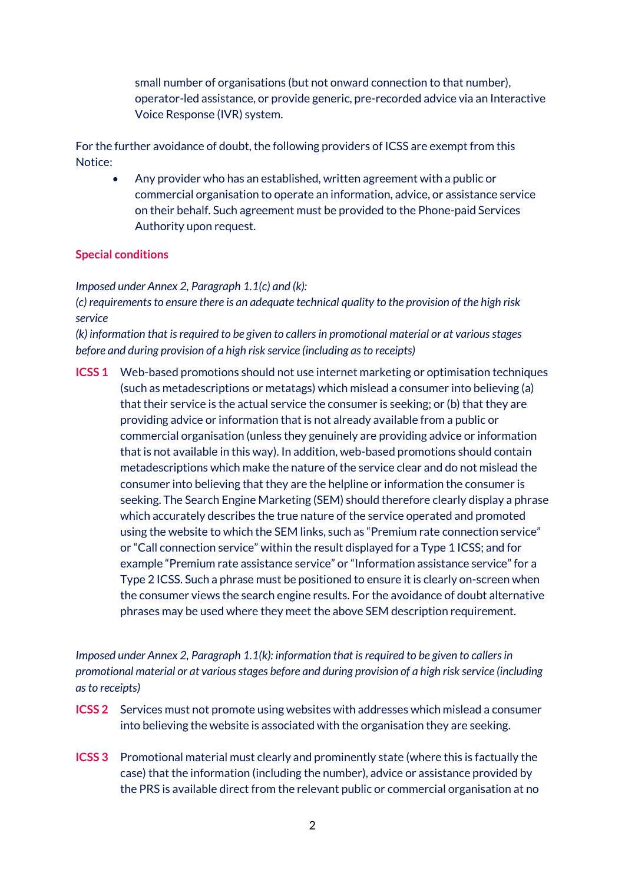small number of organisations (but not onward connection to that number), operator-led assistance, or provide generic, pre-recorded advice via an Interactive Voice Response (IVR) system.

For the further avoidance of doubt, the following providers of ICSS are exempt from this Notice:

- Any provider who has an established, written agreement with a public or commercial organisation to operate an information, advice, or assistance service on their behalf. Such agreement must be provided to the Phone-paid Services Authority upon request.

## Special conditions

*Imposed under Annex 2, Paragraph 1.1(c) and (k):*
*(c) requirements to ensure there is an adequate technical quality to the provision of the high risk service*
*(k) information that is required to be given to callers in promotional material or at various stages before and during provision of a high risk service (including as to receipts)*

**ICSS 1** Web-based promotions should not use internet marketing or optimisation techniques (such as metadescriptions or metatags) which mislead a consumer into believing (a) that their service is the actual service the consumer is seeking; or (b) that they are providing advice or information that is not already available from a public or commercial organisation (unless they genuinely are providing advice or information that is not available in this way). In addition, web-based promotions should contain metadescriptions which make the nature of the service clear and do not mislead the consumer into believing that they are the helpline or information the consumer is seeking. The Search Engine Marketing (SEM) should therefore clearly display a phrase which accurately describes the true nature of the service operated and promoted using the website to which the SEM links, such as "Premium rate connection service" or "Call connection service" within the result displayed for a Type 1 ICSS; and for example "Premium rate assistance service" or "Information assistance service" for a Type 2 ICSS. Such a phrase must be positioned to ensure it is clearly on-screen when the consumer views the search engine results. For the avoidance of doubt alternative phrases may be used where they meet the above SEM description requirement.

*Imposed under Annex 2, Paragraph 1.1(k): information that is required to be given to callers in promotional material or at various stages before and during provision of a high risk service (including as to receipts)*

**ICSS 2** Services must not promote using websites with addresses which mislead a consumer into believing the website is associated with the organisation they are seeking.

**ICSS 3** Promotional material must clearly and prominently state (where this is factually the case) that the information (including the number), advice or assistance provided by the PRS is available direct from the relevant public or commercial organisation at no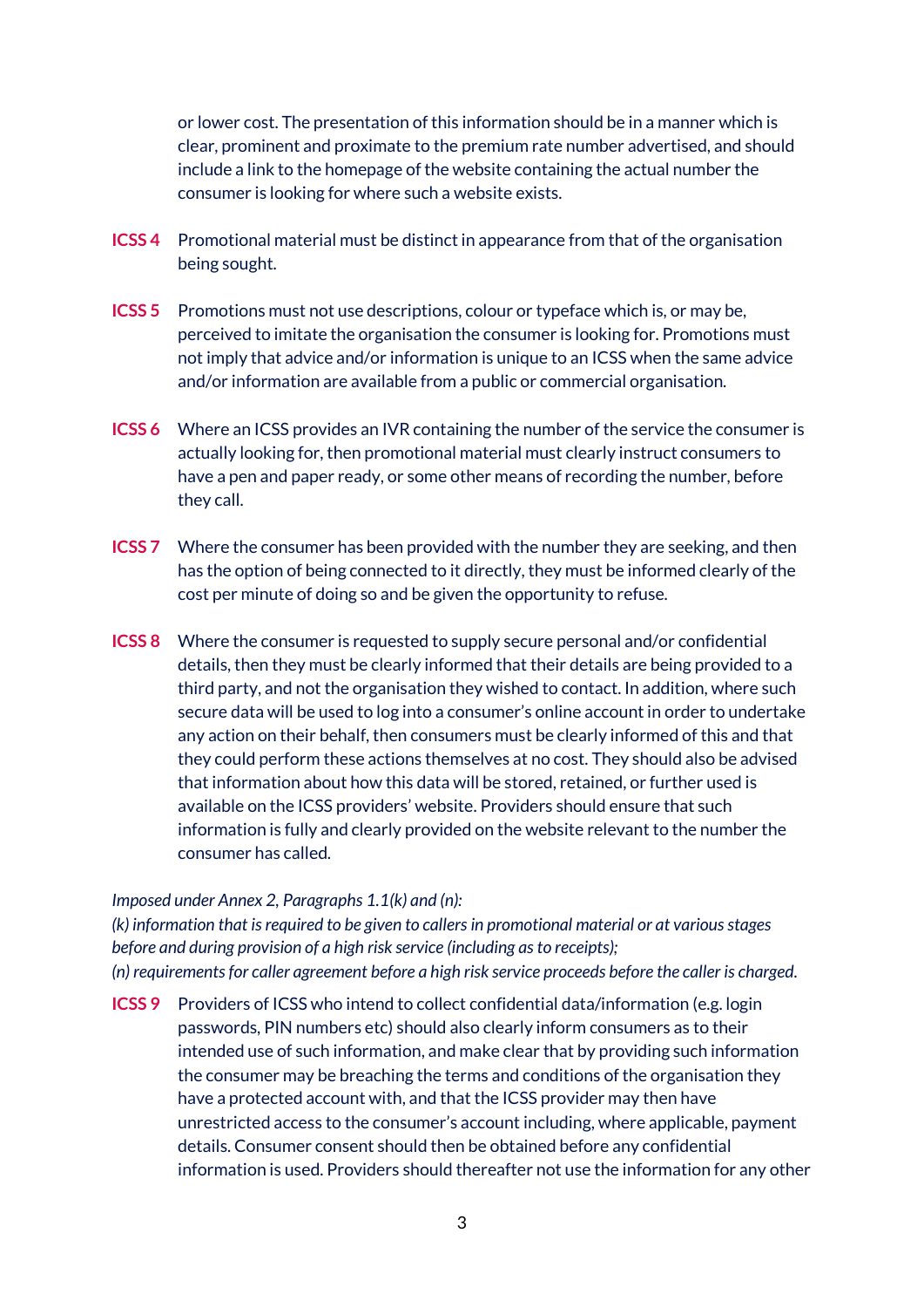or lower cost. The presentation of this information should be in a manner which is clear, prominent and proximate to the premium rate number advertised, and should include a link to the homepage of the website containing the actual number the consumer is looking for where such a website exists.

**ICSS 4** Promotional material must be distinct in appearance from that of the organisation being sought.

**ICSS 5** Promotions must not use descriptions, colour or typeface which is, or may be, perceived to imitate the organisation the consumer is looking for. Promotions must not imply that advice and/or information is unique to an ICSS when the same advice and/or information are available from a public or commercial organisation.

**ICSS 6** Where an ICSS provides an IVR containing the number of the service the consumer is actually looking for, then promotional material must clearly instruct consumers to have a pen and paper ready, or some other means of recording the number, before they call.

**ICSS 7** Where the consumer has been provided with the number they are seeking, and then has the option of being connected to it directly, they must be informed clearly of the cost per minute of doing so and be given the opportunity to refuse.

**ICSS 8** Where the consumer is requested to supply secure personal and/or confidential details, then they must be clearly informed that their details are being provided to a third party, and not the organisation they wished to contact. In addition, where such secure data will be used to log into a consumer's online account in order to undertake any action on their behalf, then consumers must be clearly informed of this and that they could perform these actions themselves at no cost. They should also be advised that information about how this data will be stored, retained, or further used is available on the ICSS providers' website. Providers should ensure that such information is fully and clearly provided on the website relevant to the number the consumer has called.

*Imposed under Annex 2, Paragraphs 1.1(k) and (n):*
*(k) information that is required to be given to callers in promotional material or at various stages before and during provision of a high risk service (including as to receipts);*
*(n) requirements for caller agreement before a high risk service proceeds before the caller is charged.*

**ICSS 9** Providers of ICSS who intend to collect confidential data/information (e.g. login passwords, PIN numbers etc) should also clearly inform consumers as to their intended use of such information, and make clear that by providing such information the consumer may be breaching the terms and conditions of the organisation they have a protected account with, and that the ICSS provider may then have unrestricted access to the consumer's account including, where applicable, payment details. Consumer consent should then be obtained before any confidential information is used. Providers should thereafter not use the information for any other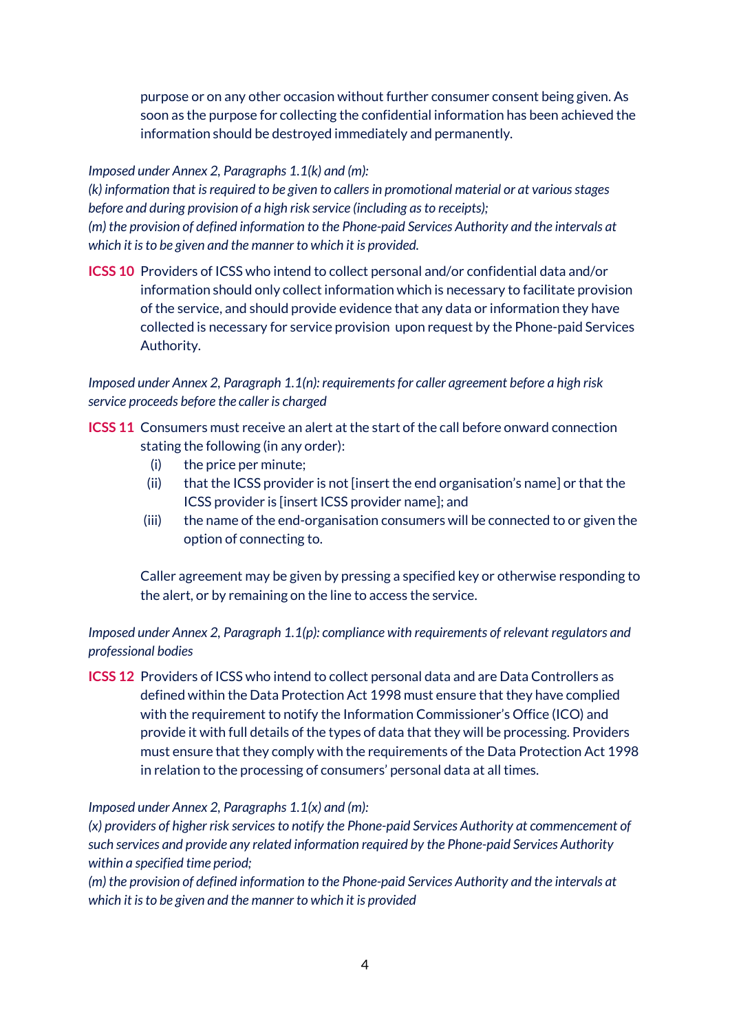purpose or on any other occasion without further consumer consent being given. As soon as the purpose for collecting the confidential information has been achieved the information should be destroyed immediately and permanently.

*Imposed under Annex 2, Paragraphs 1.1(k) and (m):*
*(k) information that is required to be given to callers in promotional material or at various stages before and during provision of a high risk service (including as to receipts);*
*(m) the provision of defined information to the Phone-paid Services Authority and the intervals at which it is to be given and the manner to which it is provided.*

**ICSS 10** Providers of ICSS who intend to collect personal and/or confidential data and/or information should only collect information which is necessary to facilitate provision of the service, and should provide evidence that any data or information they have collected is necessary for service provision upon request by the Phone-paid Services Authority.

*Imposed under Annex 2, Paragraph 1.1(n): requirements for caller agreement before a high risk service proceeds before the caller is charged*

**ICSS 11** Consumers must receive an alert at the start of the call before onward connection stating the following (in any order):

- (i) the price per minute;
- (ii) that the ICSS provider is not [insert the end organisation's name] or that the ICSS provider is [insert ICSS provider name]; and
- (iii) the name of the end-organisation consumers will be connected to or given the option of connecting to.

Caller agreement may be given by pressing a specified key or otherwise responding to the alert, or by remaining on the line to access the service.

*Imposed under Annex 2, Paragraph 1.1(p): compliance with requirements of relevant regulators and professional bodies*

**ICSS 12** Providers of ICSS who intend to collect personal data and are Data Controllers as defined within the Data Protection Act 1998 must ensure that they have complied with the requirement to notify the Information Commissioner's Office (ICO) and provide it with full details of the types of data that they will be processing. Providers must ensure that they comply with the requirements of the Data Protection Act 1998 in relation to the processing of consumers' personal data at all times.

*Imposed under Annex 2, Paragraphs 1.1(x) and (m):*
*(x) providers of higher risk services to notify the Phone-paid Services Authority at commencement of such services and provide any related information required by the Phone-paid Services Authority within a specified time period;*
*(m) the provision of defined information to the Phone-paid Services Authority and the intervals at which it is to be given and the manner to which it is provided*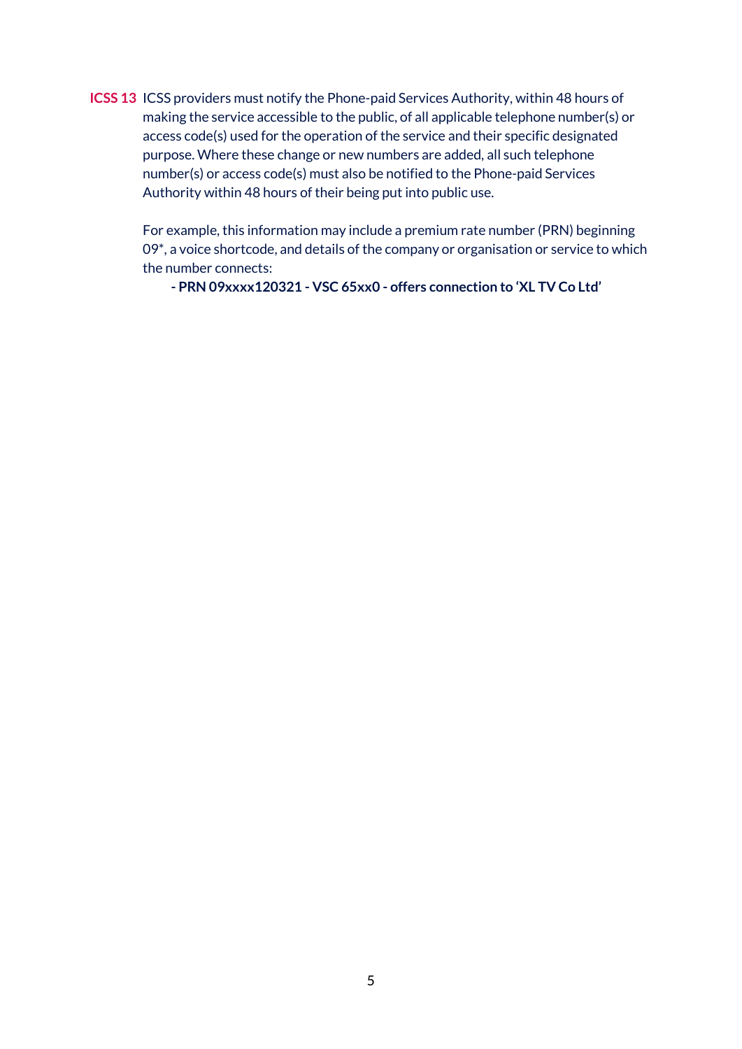**ICSS 13** ICSS providers must notify the Phone-paid Services Authority, within 48 hours of making the service accessible to the public, of all applicable telephone number(s) or access code(s) used for the operation of the service and their specific designated purpose. Where these change or new numbers are added, all such telephone number(s) or access code(s) must also be notified to the Phone-paid Services Authority within 48 hours of their being put into public use.

For example, this information may include a premium rate number (PRN) beginning 09*, a voice shortcode, and details of the company or organisation or service to which the number connects:

**- PRN 09xxxx120321 - VSC 65xx0 - offers connection to 'XL TV Co Ltd'**